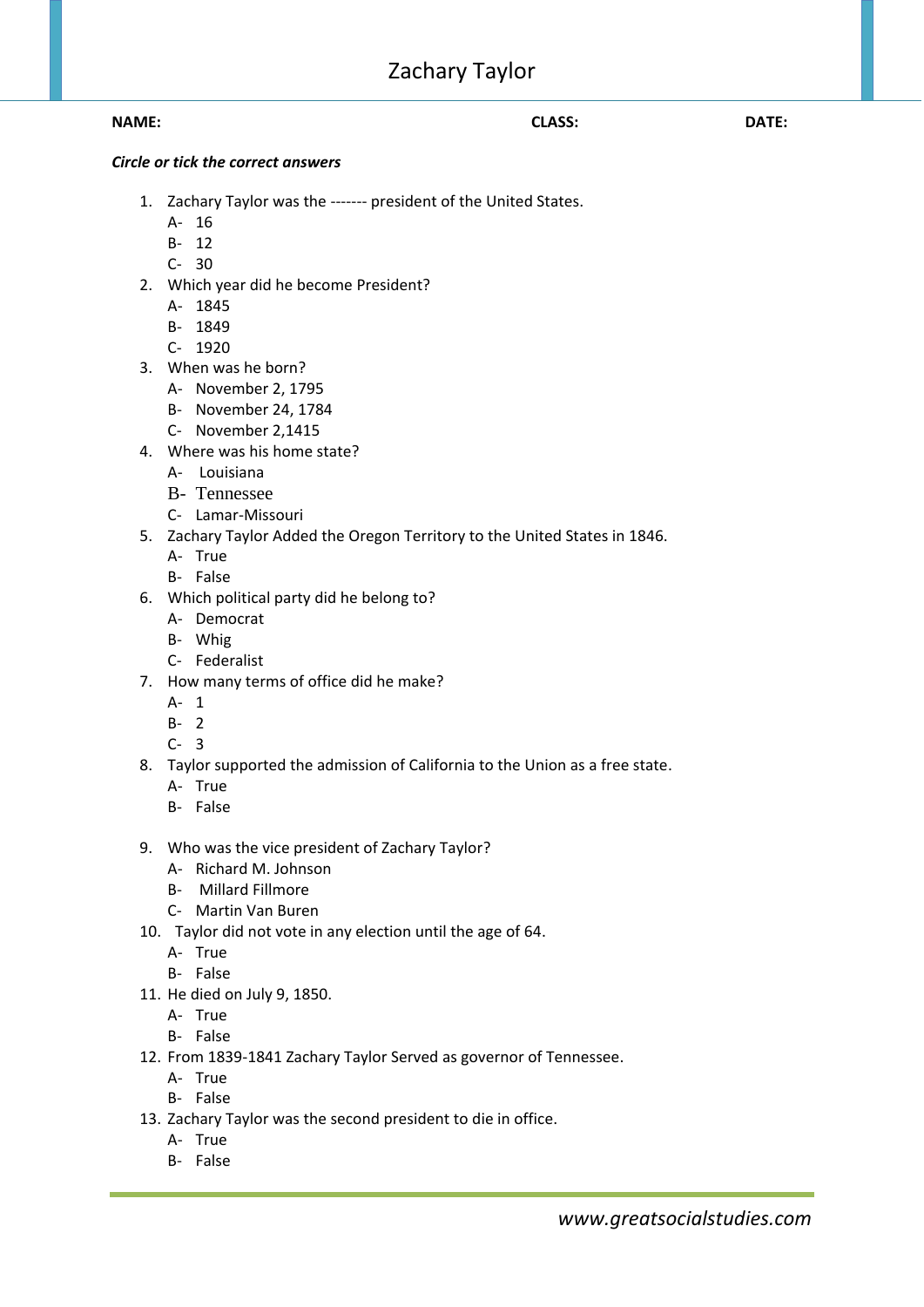# Zachary Taylor

**NAME:** **CLASS:** **DATE:**

***Circle or tick the correct answers***

1. Zachary Taylor was the ------- president of the United States.
   A- 16
   B- 12
   C- 30
2. Which year did he become President?
   A- 1845
   B- 1849
   C- 1920
3. When was he born?
   A- November 2, 1795
   B- November 24, 1784
   C- November 2,1415
4. Where was his home state?
   A- Louisiana
   B- Tennessee
   C- Lamar-Missouri
5. Zachary Taylor Added the Oregon Territory to the United States in 1846.
   A- True
   B- False
6. Which political party did he belong to?
   A- Democrat
   B- Whig
   C- Federalist
7. How many terms of office did he make?
   A- 1
   B- 2
   C- 3
8. Taylor supported the admission of California to the Union as a free state.
   A- True
   B- False
9. Who was the vice president of Zachary Taylor?
   A- Richard M. Johnson
   B- Millard Fillmore
   C- Martin Van Buren
10. Taylor did not vote in any election until the age of 64.
    A- True
    B- False
11. He died on July 9, 1850.
    A- True
    B- False
12. From 1839-1841 Zachary Taylor Served as governor of Tennessee.
    A- True
    B- False
13. Zachary Taylor was the second president to die in office.
    A- True
    B- False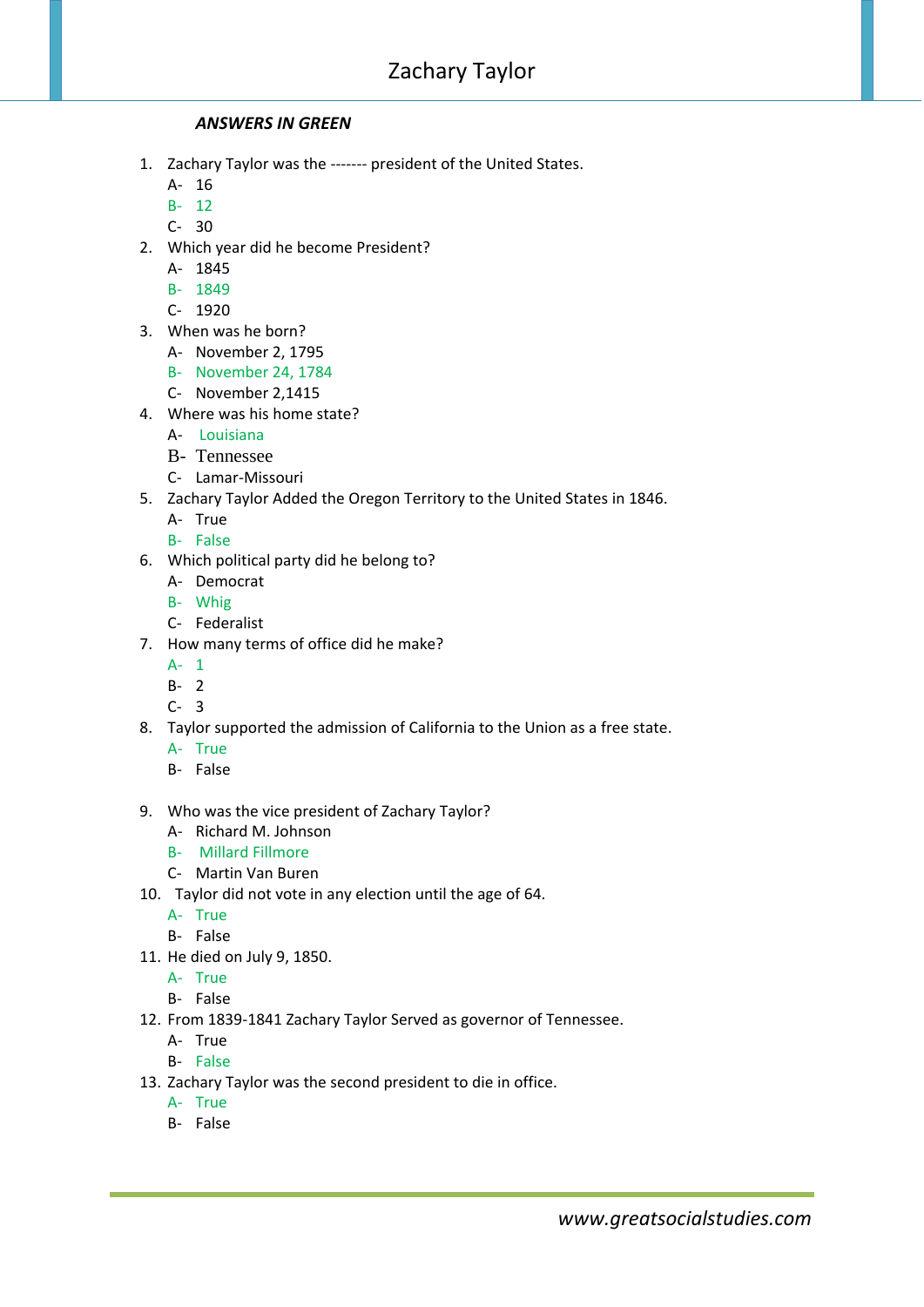# Zachary Taylor

***ANSWERS IN GREEN***

1. Zachary Taylor was the ------- president of the United States.
   A- 16
   B- 12
   C- 30
2. Which year did he become President?
   A- 1845
   B- 1849
   C- 1920
3. When was he born?
   A- November 2, 1795
   B- November 24, 1784
   C- November 2,1415
4. Where was his home state?
   A- Louisiana
   B- Tennessee
   C- Lamar-Missouri
5. Zachary Taylor Added the Oregon Territory to the United States in 1846.
   A- True
   B- False
6. Which political party did he belong to?
   A- Democrat
   B- Whig
   C- Federalist
7. How many terms of office did he make?
   A- 1
   B- 2
   C- 3
8. Taylor supported the admission of California to the Union as a free state.
   A- True
   B- False
9. Who was the vice president of Zachary Taylor?
   A- Richard M. Johnson
   B- Millard Fillmore
   C- Martin Van Buren
10. Taylor did not vote in any election until the age of 64.
    A- True
    B- False
11. He died on July 9, 1850.
    A- True
    B- False
12. From 1839-1841 Zachary Taylor Served as governor of Tennessee.
    A- True
    B- False
13. Zachary Taylor was the second president to die in office.
    A- True
    B- False

*www.greatsocialstudies.com*